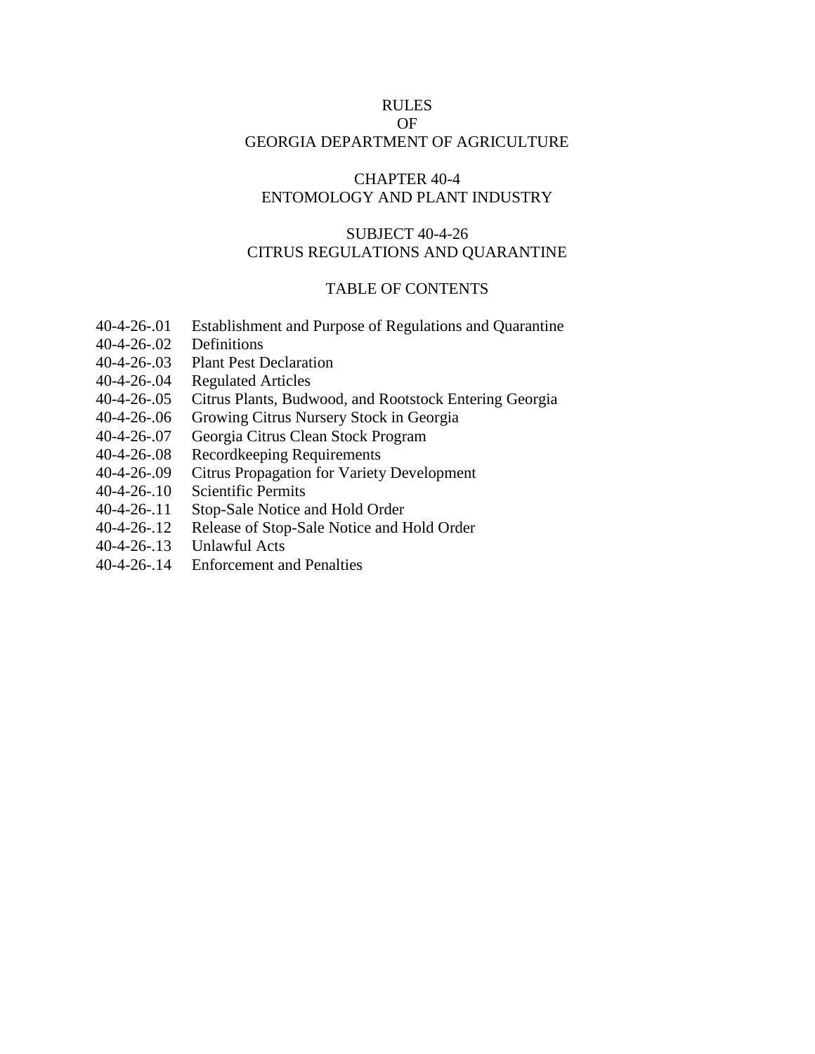# RULES
# OF
# GEORGIA DEPARTMENT OF AGRICULTURE

## CHAPTER 40-4
## ENTOMOLOGY AND PLANT INDUSTRY

## SUBJECT 40-4-26
## CITRUS REGULATIONS AND QUARANTINE

### TABLE OF CONTENTS

| | |
|---|---|
| 40-4-26-.01 | Establishment and Purpose of Regulations and Quarantine |
| 40-4-26-.02 | Definitions |
| 40-4-26-.03 | Plant Pest Declaration |
| 40-4-26-.04 | Regulated Articles |
| 40-4-26-.05 | Citrus Plants, Budwood, and Rootstock Entering Georgia |
| 40-4-26-.06 | Growing Citrus Nursery Stock in Georgia |
| 40-4-26-.07 | Georgia Citrus Clean Stock Program |
| 40-4-26-.08 | Recordkeeping Requirements |
| 40-4-26-.09 | Citrus Propagation for Variety Development |
| 40-4-26-.10 | Scientific Permits |
| 40-4-26-.11 | Stop-Sale Notice and Hold Order |
| 40-4-26-.12 | Release of Stop-Sale Notice and Hold Order |
| 40-4-26-.13 | Unlawful Acts |
| 40-4-26-.14 | Enforcement and Penalties |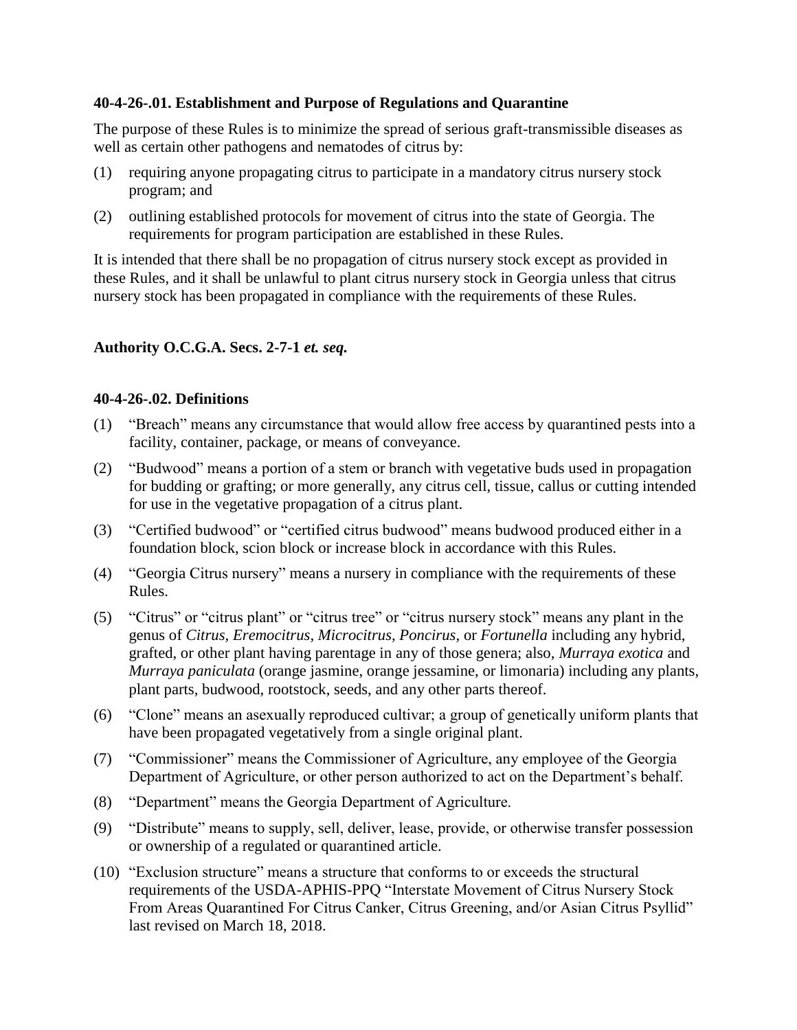### 40-4-26-.01. Establishment and Purpose of Regulations and Quarantine

The purpose of these Rules is to minimize the spread of serious graft-transmissible diseases as well as certain other pathogens and nematodes of citrus by:

(1) requiring anyone propagating citrus to participate in a mandatory citrus nursery stock program; and

(2) outlining established protocols for movement of citrus into the state of Georgia. The requirements for program participation are established in these Rules.

It is intended that there shall be no propagation of citrus nursery stock except as provided in these Rules, and it shall be unlawful to plant citrus nursery stock in Georgia unless that citrus nursery stock has been propagated in compliance with the requirements of these Rules.

**Authority O.C.G.A. Secs. 2-7-1 *et. seq.***

### 40-4-26-.02. Definitions

(1) "Breach" means any circumstance that would allow free access by quarantined pests into a facility, container, package, or means of conveyance.

(2) "Budwood" means a portion of a stem or branch with vegetative buds used in propagation for budding or grafting; or more generally, any citrus cell, tissue, callus or cutting intended for use in the vegetative propagation of a citrus plant.

(3) "Certified budwood" or "certified citrus budwood" means budwood produced either in a foundation block, scion block or increase block in accordance with this Rules.

(4) "Georgia Citrus nursery" means a nursery in compliance with the requirements of these Rules.

(5) "Citrus" or "citrus plant" or "citrus tree" or "citrus nursery stock" means any plant in the genus of *Citrus, Eremocitrus, Microcitrus, Poncirus,* or *Fortunella* including any hybrid, grafted, or other plant having parentage in any of those genera; also, *Murraya exotica* and *Murraya paniculata* (orange jasmine, orange jessamine, or limonaria) including any plants, plant parts, budwood, rootstock, seeds, and any other parts thereof.

(6) "Clone" means an asexually reproduced cultivar; a group of genetically uniform plants that have been propagated vegetatively from a single original plant.

(7) "Commissioner" means the Commissioner of Agriculture, any employee of the Georgia Department of Agriculture, or other person authorized to act on the Department's behalf.

(8) "Department" means the Georgia Department of Agriculture.

(9) "Distribute" means to supply, sell, deliver, lease, provide, or otherwise transfer possession or ownership of a regulated or quarantined article.

(10) "Exclusion structure" means a structure that conforms to or exceeds the structural requirements of the USDA-APHIS-PPQ "Interstate Movement of Citrus Nursery Stock From Areas Quarantined For Citrus Canker, Citrus Greening, and/or Asian Citrus Psyllid" last revised on March 18, 2018.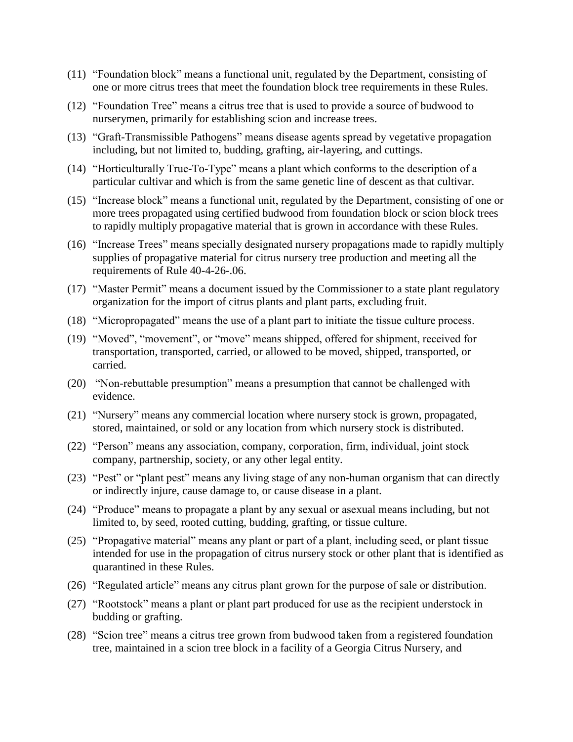(11) "Foundation block" means a functional unit, regulated by the Department, consisting of one or more citrus trees that meet the foundation block tree requirements in these Rules.

(12) "Foundation Tree" means a citrus tree that is used to provide a source of budwood to nurserymen, primarily for establishing scion and increase trees.

(13) "Graft-Transmissible Pathogens" means disease agents spread by vegetative propagation including, but not limited to, budding, grafting, air-layering, and cuttings.

(14) "Horticulturally True-To-Type" means a plant which conforms to the description of a particular cultivar and which is from the same genetic line of descent as that cultivar.

(15) "Increase block" means a functional unit, regulated by the Department, consisting of one or more trees propagated using certified budwood from foundation block or scion block trees to rapidly multiply propagative material that is grown in accordance with these Rules.

(16) "Increase Trees" means specially designated nursery propagations made to rapidly multiply supplies of propagative material for citrus nursery tree production and meeting all the requirements of Rule 40-4-26-.06.

(17) "Master Permit" means a document issued by the Commissioner to a state plant regulatory organization for the import of citrus plants and plant parts, excluding fruit.

(18) "Micropropagated" means the use of a plant part to initiate the tissue culture process.

(19) "Moved", "movement", or "move" means shipped, offered for shipment, received for transportation, transported, carried, or allowed to be moved, shipped, transported, or carried.

(20) "Non-rebuttable presumption" means a presumption that cannot be challenged with evidence.

(21) "Nursery" means any commercial location where nursery stock is grown, propagated, stored, maintained, or sold or any location from which nursery stock is distributed.

(22) "Person" means any association, company, corporation, firm, individual, joint stock company, partnership, society, or any other legal entity.

(23) "Pest" or "plant pest" means any living stage of any non-human organism that can directly or indirectly injure, cause damage to, or cause disease in a plant.

(24) "Produce" means to propagate a plant by any sexual or asexual means including, but not limited to, by seed, rooted cutting, budding, grafting, or tissue culture.

(25) "Propagative material" means any plant or part of a plant, including seed, or plant tissue intended for use in the propagation of citrus nursery stock or other plant that is identified as quarantined in these Rules.

(26) "Regulated article" means any citrus plant grown for the purpose of sale or distribution.

(27) "Rootstock" means a plant or plant part produced for use as the recipient understock in budding or grafting.

(28) "Scion tree" means a citrus tree grown from budwood taken from a registered foundation tree, maintained in a scion tree block in a facility of a Georgia Citrus Nursery, and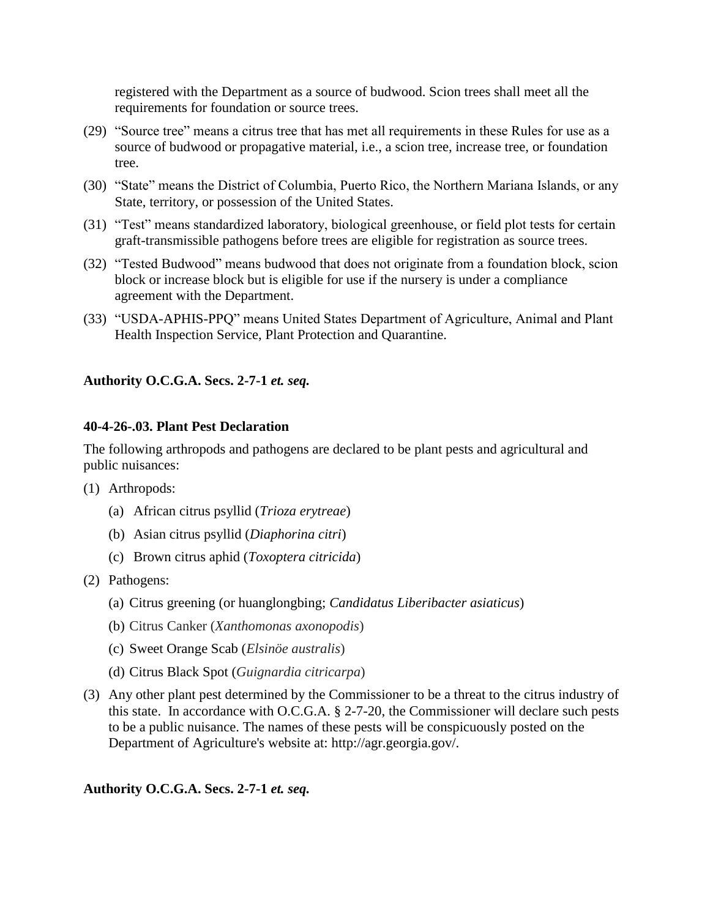registered with the Department as a source of budwood. Scion trees shall meet all the requirements for foundation or source trees.

(29) "Source tree" means a citrus tree that has met all requirements in these Rules for use as a source of budwood or propagative material, i.e., a scion tree, increase tree, or foundation tree.

(30) "State" means the District of Columbia, Puerto Rico, the Northern Mariana Islands, or any State, territory, or possession of the United States.

(31) "Test" means standardized laboratory, biological greenhouse, or field plot tests for certain graft-transmissible pathogens before trees are eligible for registration as source trees.

(32) "Tested Budwood" means budwood that does not originate from a foundation block, scion block or increase block but is eligible for use if the nursery is under a compliance agreement with the Department.

(33) "USDA-APHIS-PPQ" means United States Department of Agriculture, Animal and Plant Health Inspection Service, Plant Protection and Quarantine.

**Authority O.C.G.A. Secs. 2-7-1 *et. seq.***

**40-4-26-.03. Plant Pest Declaration**

The following arthropods and pathogens are declared to be plant pests and agricultural and public nuisances:

(1) Arthropods:

  (a) African citrus psyllid (*Trioza erytreae*)

  (b) Asian citrus psyllid (*Diaphorina citri*)

  (c) Brown citrus aphid (*Toxoptera citricida*)

(2) Pathogens:

  (a) Citrus greening (or huanglongbing; *Candidatus Liberibacter asiaticus*)

  (b) Citrus Canker (*Xanthomonas axonopodis*)

  (c) Sweet Orange Scab (*Elsinöe australis*)

  (d) Citrus Black Spot (*Guignardia citricarpa*)

(3) Any other plant pest determined by the Commissioner to be a threat to the citrus industry of this state. In accordance with O.C.G.A. § 2-7-20, the Commissioner will declare such pests to be a public nuisance. The names of these pests will be conspicuously posted on the Department of Agriculture's website at: http://agr.georgia.gov/.

**Authority O.C.G.A. Secs. 2-7-1 *et. seq.***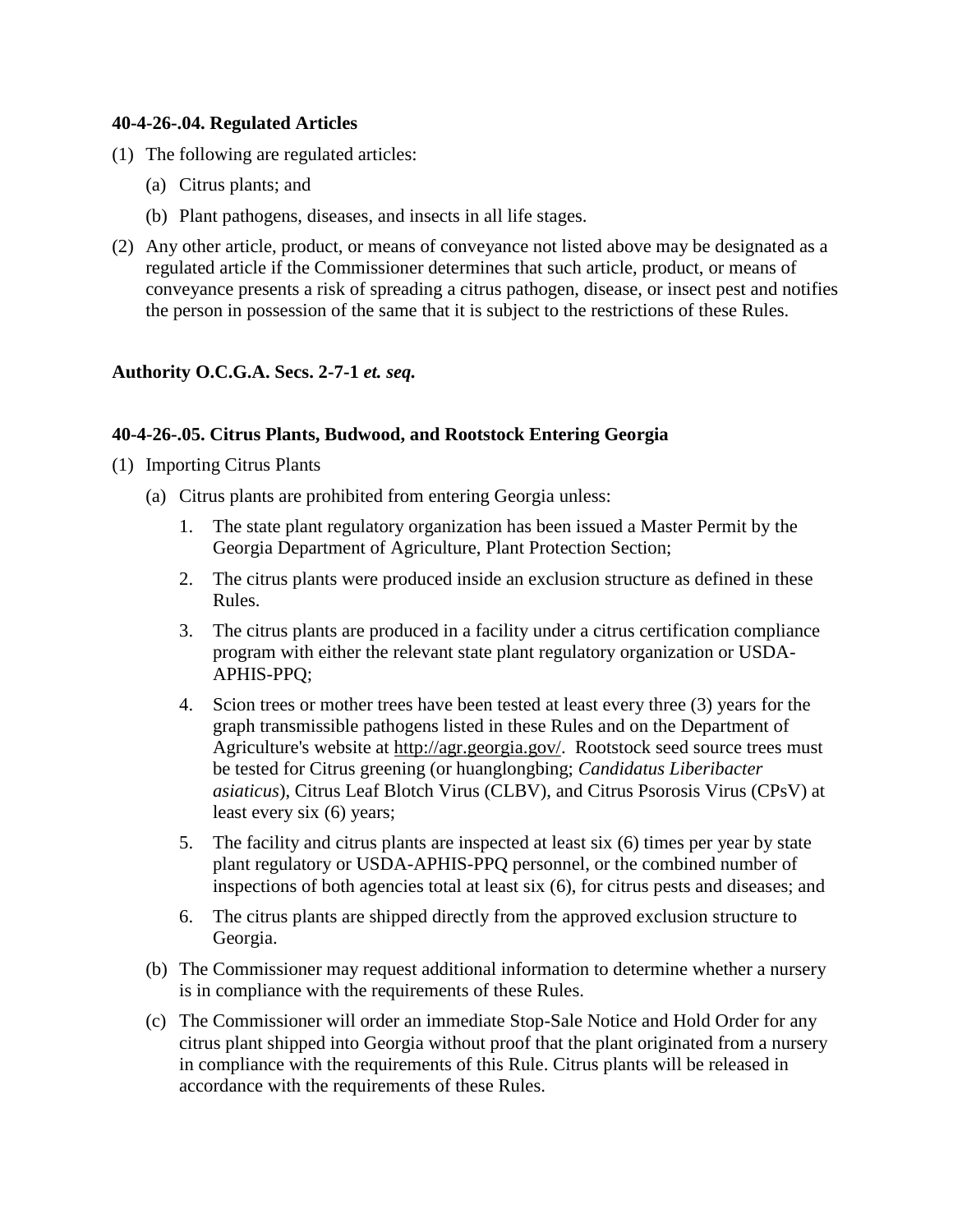**40-4-26-.04. Regulated Articles**

(1) The following are regulated articles:

  (a) Citrus plants; and

  (b) Plant pathogens, diseases, and insects in all life stages.

(2) Any other article, product, or means of conveyance not listed above may be designated as a regulated article if the Commissioner determines that such article, product, or means of conveyance presents a risk of spreading a citrus pathogen, disease, or insect pest and notifies the person in possession of the same that it is subject to the restrictions of these Rules.

**Authority O.C.G.A. Secs. 2-7-1 *et. seq.***

**40-4-26-.05. Citrus Plants, Budwood, and Rootstock Entering Georgia**

(1) Importing Citrus Plants

  (a) Citrus plants are prohibited from entering Georgia unless:

    1. The state plant regulatory organization has been issued a Master Permit by the Georgia Department of Agriculture, Plant Protection Section;

    2. The citrus plants were produced inside an exclusion structure as defined in these Rules.

    3. The citrus plants are produced in a facility under a citrus certification compliance program with either the relevant state plant regulatory organization or USDA-APHIS-PPQ;

    4. Scion trees or mother trees have been tested at least every three (3) years for the graph transmissible pathogens listed in these Rules and on the Department of Agriculture's website at http://agr.georgia.gov/. Rootstock seed source trees must be tested for Citrus greening (or huanglongbing; *Candidatus Liberibacter asiaticus*), Citrus Leaf Blotch Virus (CLBV), and Citrus Psorosis Virus (CPsV) at least every six (6) years;

    5. The facility and citrus plants are inspected at least six (6) times per year by state plant regulatory or USDA-APHIS-PPQ personnel, or the combined number of inspections of both agencies total at least six (6), for citrus pests and diseases; and

    6. The citrus plants are shipped directly from the approved exclusion structure to Georgia.

  (b) The Commissioner may request additional information to determine whether a nursery is in compliance with the requirements of these Rules.

  (c) The Commissioner will order an immediate Stop-Sale Notice and Hold Order for any citrus plant shipped into Georgia without proof that the plant originated from a nursery in compliance with the requirements of this Rule. Citrus plants will be released in accordance with the requirements of these Rules.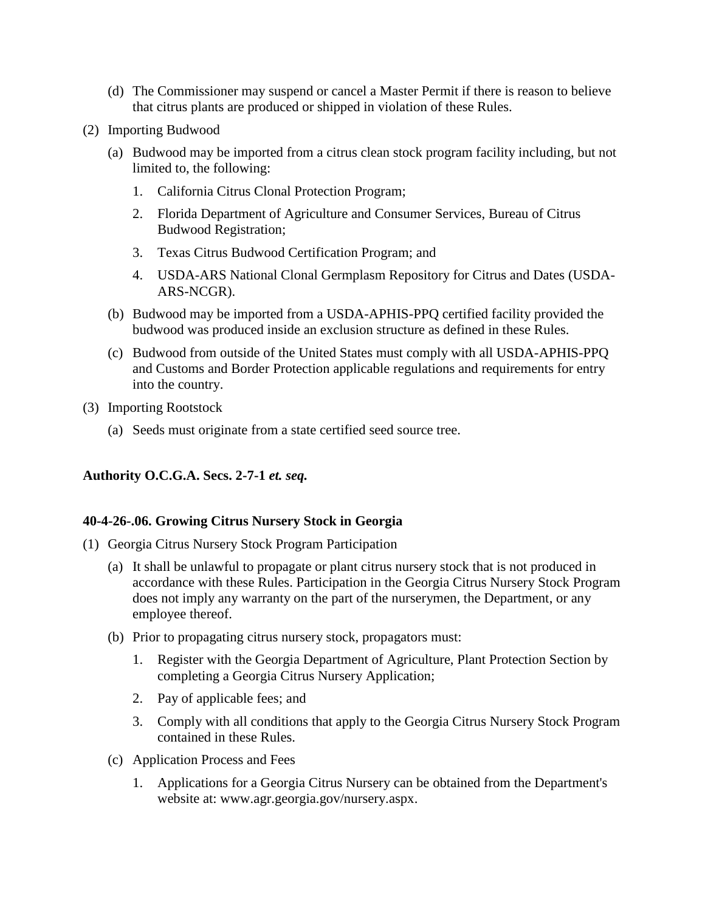(d) The Commissioner may suspend or cancel a Master Permit if there is reason to believe that citrus plants are produced or shipped in violation of these Rules.

(2) Importing Budwood

(a) Budwood may be imported from a citrus clean stock program facility including, but not limited to, the following:

1. California Citrus Clonal Protection Program;
2. Florida Department of Agriculture and Consumer Services, Bureau of Citrus Budwood Registration;
3. Texas Citrus Budwood Certification Program; and
4. USDA-ARS National Clonal Germplasm Repository for Citrus and Dates (USDA-ARS-NCGR).

(b) Budwood may be imported from a USDA-APHIS-PPQ certified facility provided the budwood was produced inside an exclusion structure as defined in these Rules.

(c) Budwood from outside of the United States must comply with all USDA-APHIS-PPQ and Customs and Border Protection applicable regulations and requirements for entry into the country.

(3) Importing Rootstock

(a) Seeds must originate from a state certified seed source tree.

**Authority O.C.G.A. Secs. 2-7-1 *et. seq.***

**40-4-26-.06. Growing Citrus Nursery Stock in Georgia**

(1) Georgia Citrus Nursery Stock Program Participation

(a) It shall be unlawful to propagate or plant citrus nursery stock that is not produced in accordance with these Rules. Participation in the Georgia Citrus Nursery Stock Program does not imply any warranty on the part of the nurserymen, the Department, or any employee thereof.

(b) Prior to propagating citrus nursery stock, propagators must:

1. Register with the Georgia Department of Agriculture, Plant Protection Section by completing a Georgia Citrus Nursery Application;
2. Pay of applicable fees; and
3. Comply with all conditions that apply to the Georgia Citrus Nursery Stock Program contained in these Rules.

(c) Application Process and Fees

1. Applications for a Georgia Citrus Nursery can be obtained from the Department's website at: www.agr.georgia.gov/nursery.aspx.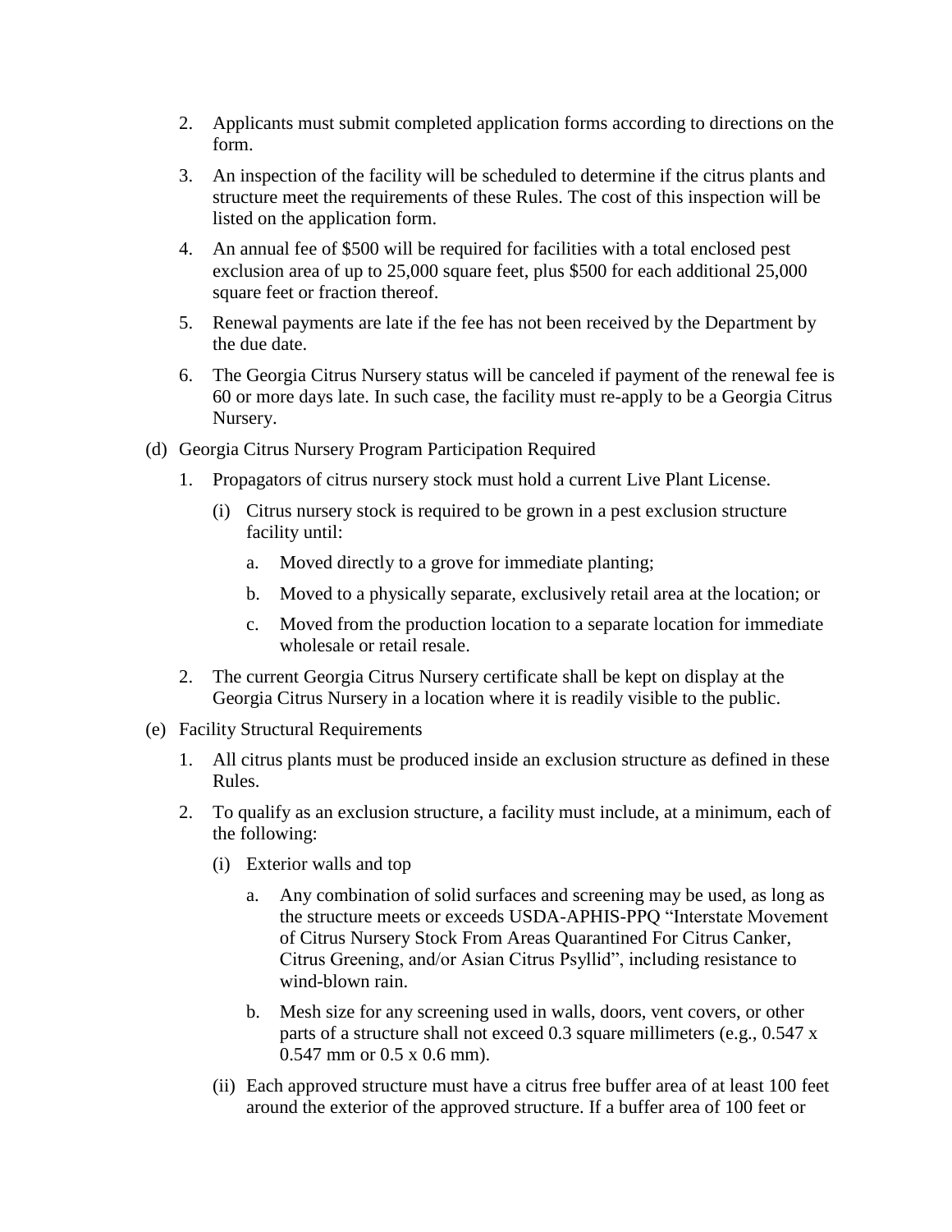2. Applicants must submit completed application forms according to directions on the form.

3. An inspection of the facility will be scheduled to determine if the citrus plants and structure meet the requirements of these Rules. The cost of this inspection will be listed on the application form.

4. An annual fee of $500 will be required for facilities with a total enclosed pest exclusion area of up to 25,000 square feet, plus $500 for each additional 25,000 square feet or fraction thereof.

5. Renewal payments are late if the fee has not been received by the Department by the due date.

6. The Georgia Citrus Nursery status will be canceled if payment of the renewal fee is 60 or more days late. In such case, the facility must re-apply to be a Georgia Citrus Nursery.

(d) Georgia Citrus Nursery Program Participation Required

1. Propagators of citrus nursery stock must hold a current Live Plant License.

   (i) Citrus nursery stock is required to be grown in a pest exclusion structure facility until:

   a. Moved directly to a grove for immediate planting;

   b. Moved to a physically separate, exclusively retail area at the location; or

   c. Moved from the production location to a separate location for immediate wholesale or retail resale.

2. The current Georgia Citrus Nursery certificate shall be kept on display at the Georgia Citrus Nursery in a location where it is readily visible to the public.

(e) Facility Structural Requirements

1. All citrus plants must be produced inside an exclusion structure as defined in these Rules.

2. To qualify as an exclusion structure, a facility must include, at a minimum, each of the following:

   (i) Exterior walls and top

   a. Any combination of solid surfaces and screening may be used, as long as the structure meets or exceeds USDA-APHIS-PPQ "Interstate Movement of Citrus Nursery Stock From Areas Quarantined For Citrus Canker, Citrus Greening, and/or Asian Citrus Psyllid", including resistance to wind-blown rain.

   b. Mesh size for any screening used in walls, doors, vent covers, or other parts of a structure shall not exceed 0.3 square millimeters (e.g., 0.547 x 0.547 mm or 0.5 x 0.6 mm).

   (ii) Each approved structure must have a citrus free buffer area of at least 100 feet around the exterior of the approved structure. If a buffer area of 100 feet or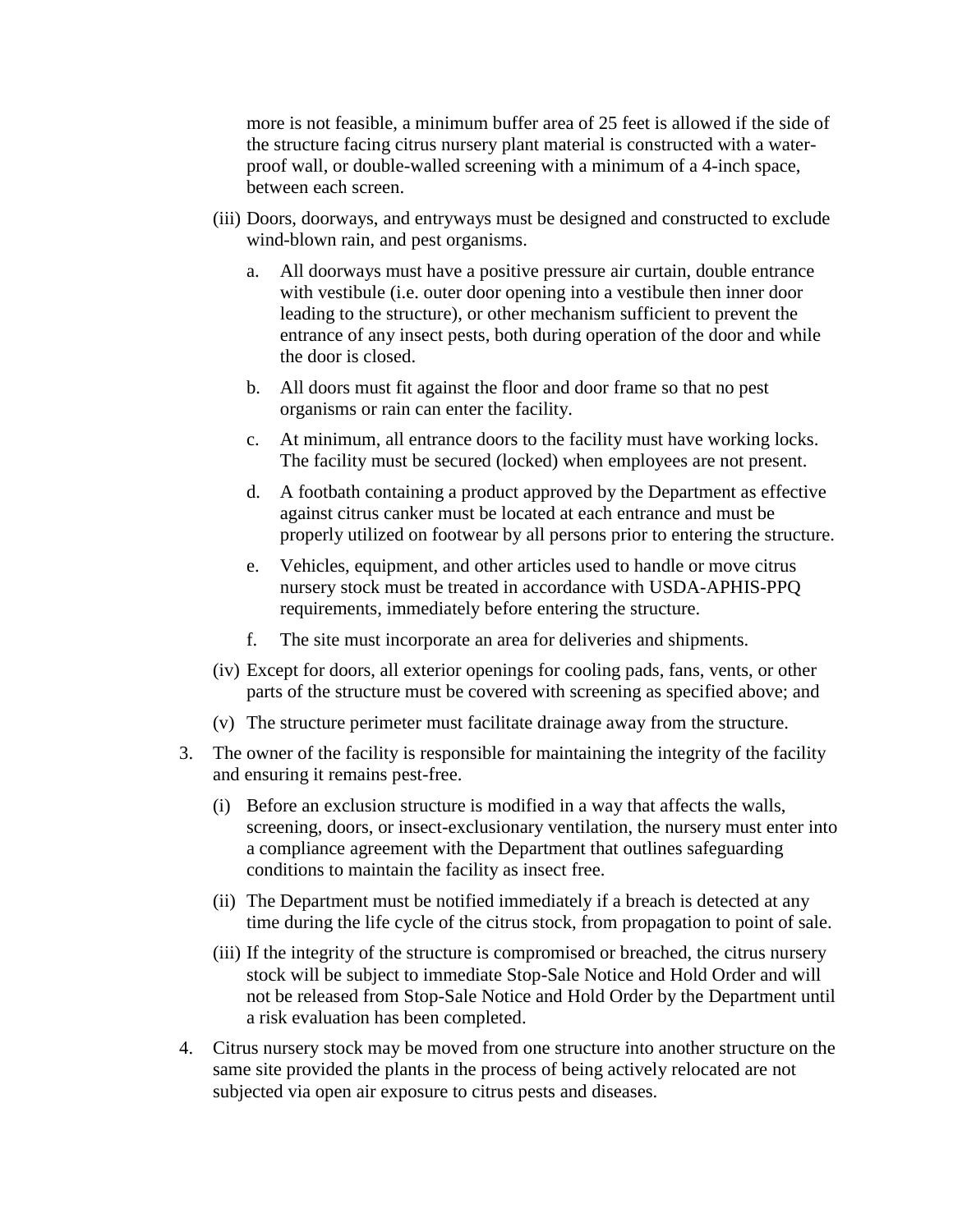more is not feasible, a minimum buffer area of 25 feet is allowed if the side of the structure facing citrus nursery plant material is constructed with a water-proof wall, or double-walled screening with a minimum of a 4-inch space, between each screen.

(iii) Doors, doorways, and entryways must be designed and constructed to exclude wind-blown rain, and pest organisms.

a. All doorways must have a positive pressure air curtain, double entrance with vestibule (i.e. outer door opening into a vestibule then inner door leading to the structure), or other mechanism sufficient to prevent the entrance of any insect pests, both during operation of the door and while the door is closed.

b. All doors must fit against the floor and door frame so that no pest organisms or rain can enter the facility.

c. At minimum, all entrance doors to the facility must have working locks. The facility must be secured (locked) when employees are not present.

d. A footbath containing a product approved by the Department as effective against citrus canker must be located at each entrance and must be properly utilized on footwear by all persons prior to entering the structure.

e. Vehicles, equipment, and other articles used to handle or move citrus nursery stock must be treated in accordance with USDA-APHIS-PPQ requirements, immediately before entering the structure.

f. The site must incorporate an area for deliveries and shipments.

(iv) Except for doors, all exterior openings for cooling pads, fans, vents, or other parts of the structure must be covered with screening as specified above; and

(v) The structure perimeter must facilitate drainage away from the structure.

3. The owner of the facility is responsible for maintaining the integrity of the facility and ensuring it remains pest-free.

(i) Before an exclusion structure is modified in a way that affects the walls, screening, doors, or insect-exclusionary ventilation, the nursery must enter into a compliance agreement with the Department that outlines safeguarding conditions to maintain the facility as insect free.

(ii) The Department must be notified immediately if a breach is detected at any time during the life cycle of the citrus stock, from propagation to point of sale.

(iii) If the integrity of the structure is compromised or breached, the citrus nursery stock will be subject to immediate Stop-Sale Notice and Hold Order and will not be released from Stop-Sale Notice and Hold Order by the Department until a risk evaluation has been completed.

4. Citrus nursery stock may be moved from one structure into another structure on the same site provided the plants in the process of being actively relocated are not subjected via open air exposure to citrus pests and diseases.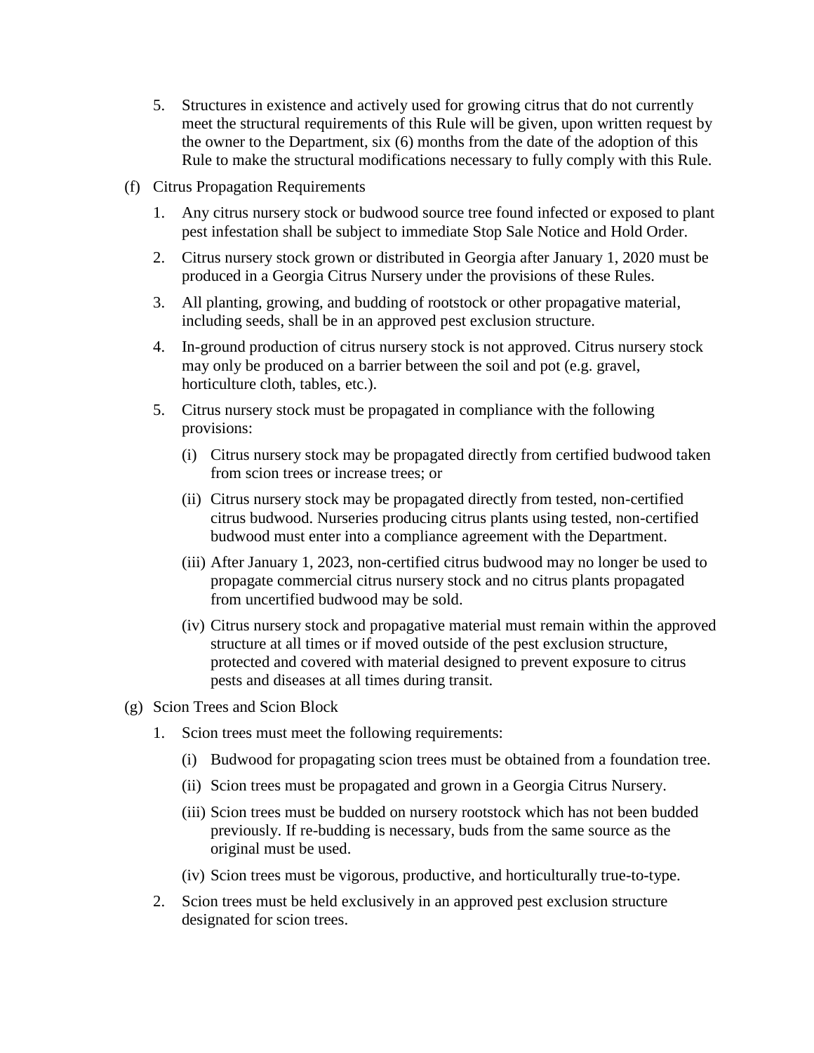5. Structures in existence and actively used for growing citrus that do not currently meet the structural requirements of this Rule will be given, upon written request by the owner to the Department, six (6) months from the date of the adoption of this Rule to make the structural modifications necessary to fully comply with this Rule.

(f) Citrus Propagation Requirements

1. Any citrus nursery stock or budwood source tree found infected or exposed to plant pest infestation shall be subject to immediate Stop Sale Notice and Hold Order.

2. Citrus nursery stock grown or distributed in Georgia after January 1, 2020 must be produced in a Georgia Citrus Nursery under the provisions of these Rules.

3. All planting, growing, and budding of rootstock or other propagative material, including seeds, shall be in an approved pest exclusion structure.

4. In-ground production of citrus nursery stock is not approved. Citrus nursery stock may only be produced on a barrier between the soil and pot (e.g. gravel, horticulture cloth, tables, etc.).

5. Citrus nursery stock must be propagated in compliance with the following provisions:

   (i) Citrus nursery stock may be propagated directly from certified budwood taken from scion trees or increase trees; or

   (ii) Citrus nursery stock may be propagated directly from tested, non-certified citrus budwood. Nurseries producing citrus plants using tested, non-certified budwood must enter into a compliance agreement with the Department.

   (iii) After January 1, 2023, non-certified citrus budwood may no longer be used to propagate commercial citrus nursery stock and no citrus plants propagated from uncertified budwood may be sold.

   (iv) Citrus nursery stock and propagative material must remain within the approved structure at all times or if moved outside of the pest exclusion structure, protected and covered with material designed to prevent exposure to citrus pests and diseases at all times during transit.

(g) Scion Trees and Scion Block

1. Scion trees must meet the following requirements:

   (i) Budwood for propagating scion trees must be obtained from a foundation tree.

   (ii) Scion trees must be propagated and grown in a Georgia Citrus Nursery.

   (iii) Scion trees must be budded on nursery rootstock which has not been budded previously. If re-budding is necessary, buds from the same source as the original must be used.

   (iv) Scion trees must be vigorous, productive, and horticulturally true-to-type.

2. Scion trees must be held exclusively in an approved pest exclusion structure designated for scion trees.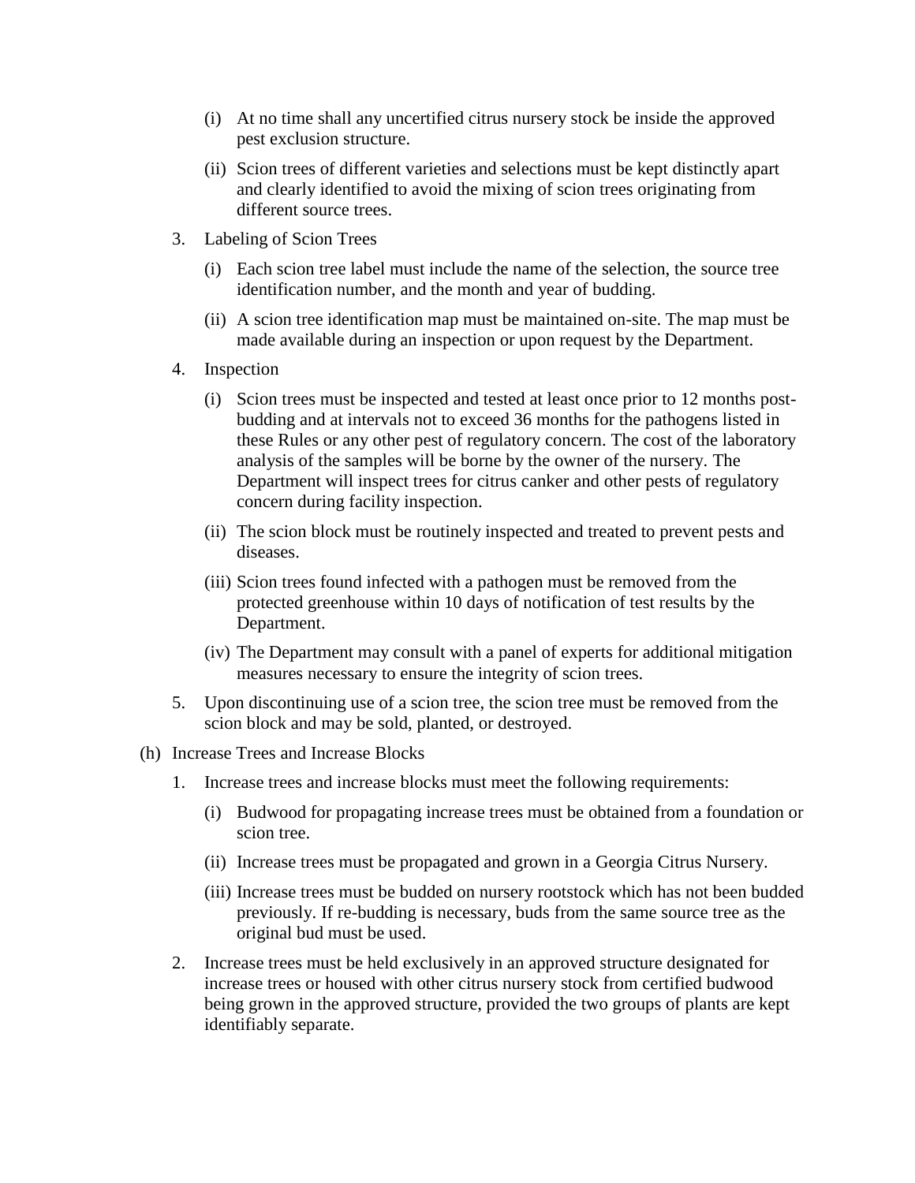(i) At no time shall any uncertified citrus nursery stock be inside the approved pest exclusion structure.

(ii) Scion trees of different varieties and selections must be kept distinctly apart and clearly identified to avoid the mixing of scion trees originating from different source trees.

3. Labeling of Scion Trees

   (i) Each scion tree label must include the name of the selection, the source tree identification number, and the month and year of budding.

   (ii) A scion tree identification map must be maintained on-site. The map must be made available during an inspection or upon request by the Department.

4. Inspection

   (i) Scion trees must be inspected and tested at least once prior to 12 months post-budding and at intervals not to exceed 36 months for the pathogens listed in these Rules or any other pest of regulatory concern. The cost of the laboratory analysis of the samples will be borne by the owner of the nursery. The Department will inspect trees for citrus canker and other pests of regulatory concern during facility inspection.

   (ii) The scion block must be routinely inspected and treated to prevent pests and diseases.

   (iii) Scion trees found infected with a pathogen must be removed from the protected greenhouse within 10 days of notification of test results by the Department.

   (iv) The Department may consult with a panel of experts for additional mitigation measures necessary to ensure the integrity of scion trees.

5. Upon discontinuing use of a scion tree, the scion tree must be removed from the scion block and may be sold, planted, or destroyed.

(h) Increase Trees and Increase Blocks

1. Increase trees and increase blocks must meet the following requirements:

   (i) Budwood for propagating increase trees must be obtained from a foundation or scion tree.

   (ii) Increase trees must be propagated and grown in a Georgia Citrus Nursery.

   (iii) Increase trees must be budded on nursery rootstock which has not been budded previously. If re-budding is necessary, buds from the same source tree as the original bud must be used.

2. Increase trees must be held exclusively in an approved structure designated for increase trees or housed with other citrus nursery stock from certified budwood being grown in the approved structure, provided the two groups of plants are kept identifiably separate.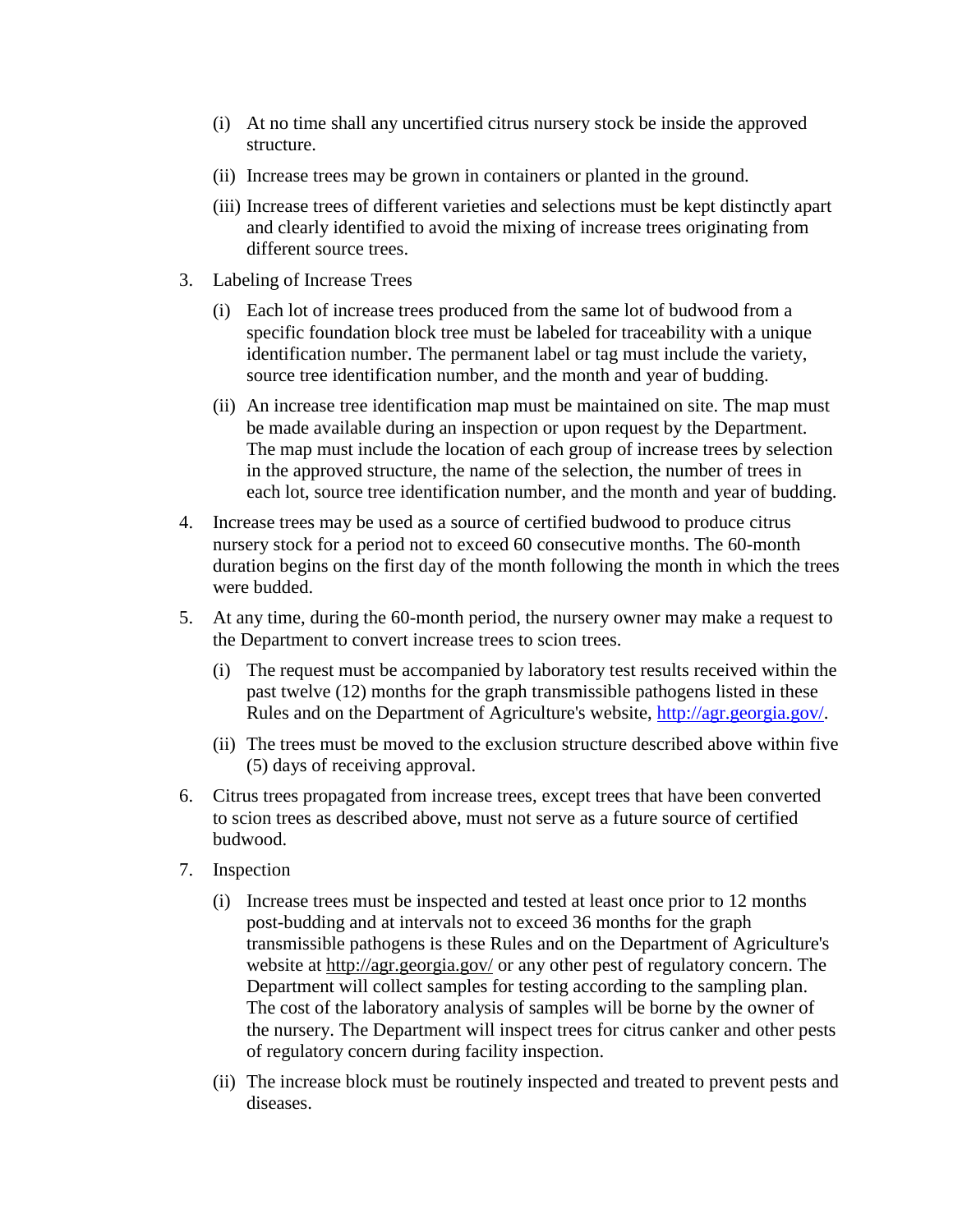(i) At no time shall any uncertified citrus nursery stock be inside the approved structure.

   (ii) Increase trees may be grown in containers or planted in the ground.

   (iii) Increase trees of different varieties and selections must be kept distinctly apart and clearly identified to avoid the mixing of increase trees originating from different source trees.

3. Labeling of Increase Trees

   (i) Each lot of increase trees produced from the same lot of budwood from a specific foundation block tree must be labeled for traceability with a unique identification number. The permanent label or tag must include the variety, source tree identification number, and the month and year of budding.

   (ii) An increase tree identification map must be maintained on site. The map must be made available during an inspection or upon request by the Department. The map must include the location of each group of increase trees by selection in the approved structure, the name of the selection, the number of trees in each lot, source tree identification number, and the month and year of budding.

4. Increase trees may be used as a source of certified budwood to produce citrus nursery stock for a period not to exceed 60 consecutive months. The 60-month duration begins on the first day of the month following the month in which the trees were budded.

5. At any time, during the 60-month period, the nursery owner may make a request to the Department to convert increase trees to scion trees.

   (i) The request must be accompanied by laboratory test results received within the past twelve (12) months for the graph transmissible pathogens listed in these Rules and on the Department of Agriculture's website, http://agr.georgia.gov/.

   (ii) The trees must be moved to the exclusion structure described above within five (5) days of receiving approval.

6. Citrus trees propagated from increase trees, except trees that have been converted to scion trees as described above, must not serve as a future source of certified budwood.

7. Inspection

   (i) Increase trees must be inspected and tested at least once prior to 12 months post-budding and at intervals not to exceed 36 months for the graph transmissible pathogens is these Rules and on the Department of Agriculture's website at http://agr.georgia.gov/ or any other pest of regulatory concern. The Department will collect samples for testing according to the sampling plan. The cost of the laboratory analysis of samples will be borne by the owner of the nursery. The Department will inspect trees for citrus canker and other pests of regulatory concern during facility inspection.

   (ii) The increase block must be routinely inspected and treated to prevent pests and diseases.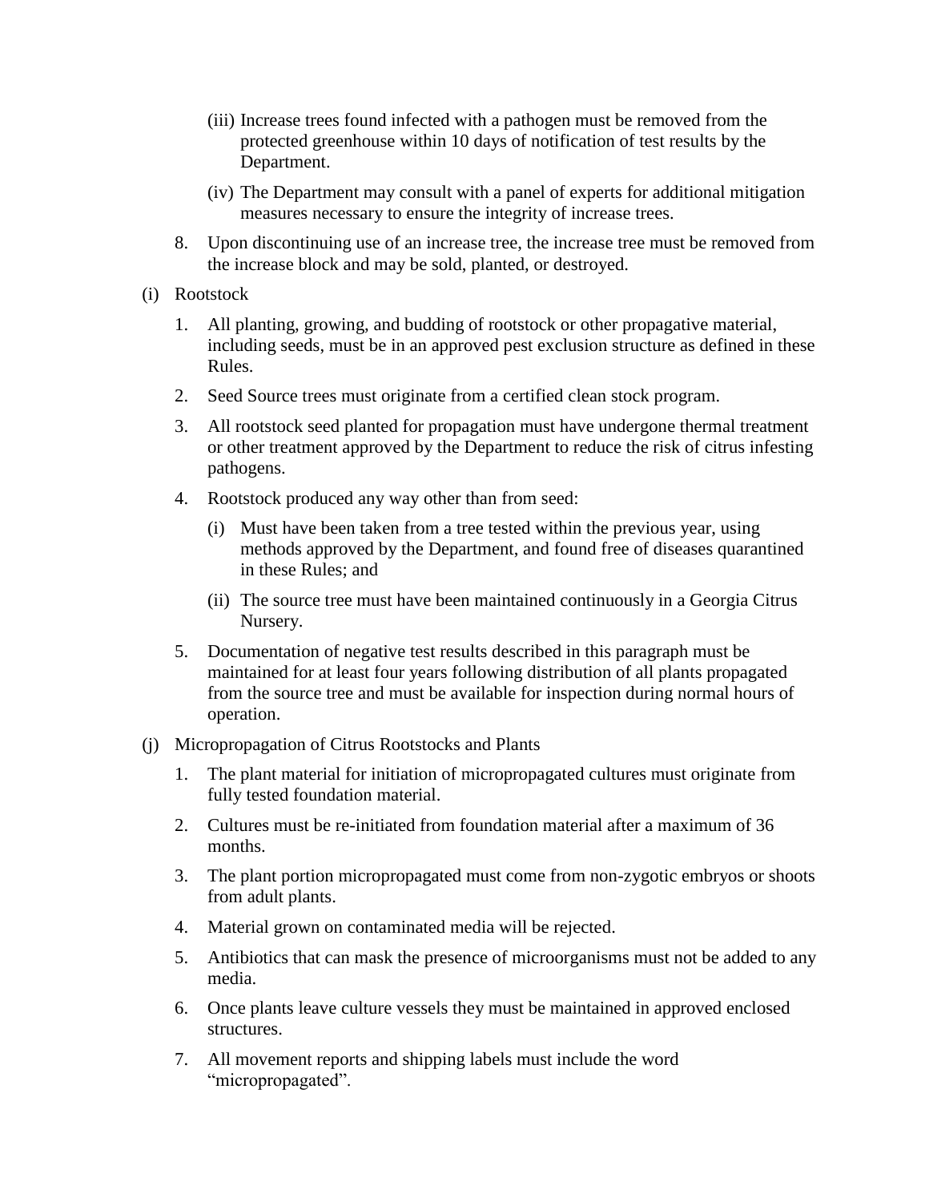(iii) Increase trees found infected with a pathogen must be removed from the protected greenhouse within 10 days of notification of test results by the Department.

(iv) The Department may consult with a panel of experts for additional mitigation measures necessary to ensure the integrity of increase trees.

8. Upon discontinuing use of an increase tree, the increase tree must be removed from the increase block and may be sold, planted, or destroyed.

(i) Rootstock

1. All planting, growing, and budding of rootstock or other propagative material, including seeds, must be in an approved pest exclusion structure as defined in these Rules.

2. Seed Source trees must originate from a certified clean stock program.

3. All rootstock seed planted for propagation must have undergone thermal treatment or other treatment approved by the Department to reduce the risk of citrus infesting pathogens.

4. Rootstock produced any way other than from seed:

   (i) Must have been taken from a tree tested within the previous year, using methods approved by the Department, and found free of diseases quarantined in these Rules; and

   (ii) The source tree must have been maintained continuously in a Georgia Citrus Nursery.

5. Documentation of negative test results described in this paragraph must be maintained for at least four years following distribution of all plants propagated from the source tree and must be available for inspection during normal hours of operation.

(j) Micropropagation of Citrus Rootstocks and Plants

1. The plant material for initiation of micropropagated cultures must originate from fully tested foundation material.

2. Cultures must be re-initiated from foundation material after a maximum of 36 months.

3. The plant portion micropropagated must come from non-zygotic embryos or shoots from adult plants.

4. Material grown on contaminated media will be rejected.

5. Antibiotics that can mask the presence of microorganisms must not be added to any media.

6. Once plants leave culture vessels they must be maintained in approved enclosed structures.

7. All movement reports and shipping labels must include the word "micropropagated".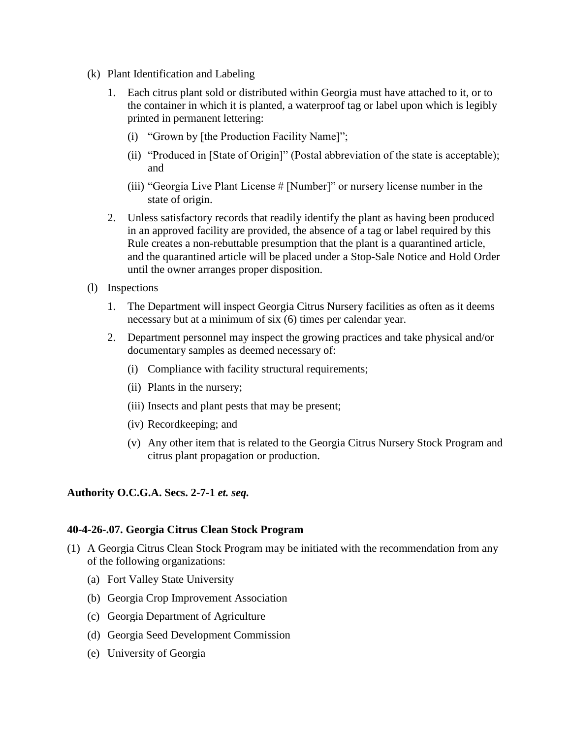(k) Plant Identification and Labeling

1. Each citrus plant sold or distributed within Georgia must have attached to it, or to the container in which it is planted, a waterproof tag or label upon which is legibly printed in permanent lettering:

   (i) "Grown by [the Production Facility Name]";

   (ii) "Produced in [State of Origin]" (Postal abbreviation of the state is acceptable); and

   (iii) "Georgia Live Plant License # [Number]" or nursery license number in the state of origin.

2. Unless satisfactory records that readily identify the plant as having been produced in an approved facility are provided, the absence of a tag or label required by this Rule creates a non-rebuttable presumption that the plant is a quarantined article, and the quarantined article will be placed under a Stop-Sale Notice and Hold Order until the owner arranges proper disposition.

(l) Inspections

1. The Department will inspect Georgia Citrus Nursery facilities as often as it deems necessary but at a minimum of six (6) times per calendar year.

2. Department personnel may inspect the growing practices and take physical and/or documentary samples as deemed necessary of:

   (i) Compliance with facility structural requirements;

   (ii) Plants in the nursery;

   (iii) Insects and plant pests that may be present;

   (iv) Recordkeeping; and

   (v) Any other item that is related to the Georgia Citrus Nursery Stock Program and citrus plant propagation or production.

**Authority O.C.G.A. Secs. 2-7-1 *et. seq.***

**40-4-26-.07. Georgia Citrus Clean Stock Program**

(1) A Georgia Citrus Clean Stock Program may be initiated with the recommendation from any of the following organizations:

   (a) Fort Valley State University

   (b) Georgia Crop Improvement Association

   (c) Georgia Department of Agriculture

   (d) Georgia Seed Development Commission

   (e) University of Georgia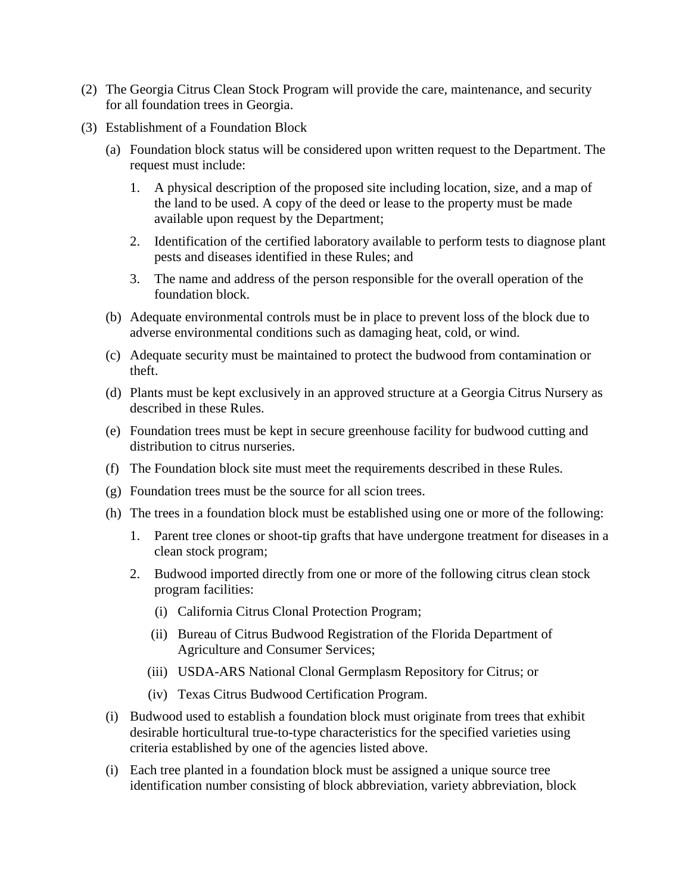(2) The Georgia Citrus Clean Stock Program will provide the care, maintenance, and security for all foundation trees in Georgia.

(3) Establishment of a Foundation Block

   (a) Foundation block status will be considered upon written request to the Department. The request must include:

      1. A physical description of the proposed site including location, size, and a map of the land to be used. A copy of the deed or lease to the property must be made available upon request by the Department;

      2. Identification of the certified laboratory available to perform tests to diagnose plant pests and diseases identified in these Rules; and

      3. The name and address of the person responsible for the overall operation of the foundation block.

   (b) Adequate environmental controls must be in place to prevent loss of the block due to adverse environmental conditions such as damaging heat, cold, or wind.

   (c) Adequate security must be maintained to protect the budwood from contamination or theft.

   (d) Plants must be kept exclusively in an approved structure at a Georgia Citrus Nursery as described in these Rules.

   (e) Foundation trees must be kept in secure greenhouse facility for budwood cutting and distribution to citrus nurseries.

   (f) The Foundation block site must meet the requirements described in these Rules.

   (g) Foundation trees must be the source for all scion trees.

   (h) The trees in a foundation block must be established using one or more of the following:

      1. Parent tree clones or shoot-tip grafts that have undergone treatment for diseases in a clean stock program;

      2. Budwood imported directly from one or more of the following citrus clean stock program facilities:

         (i) California Citrus Clonal Protection Program;

         (ii) Bureau of Citrus Budwood Registration of the Florida Department of Agriculture and Consumer Services;

         (iii) USDA-ARS National Clonal Germplasm Repository for Citrus; or

         (iv) Texas Citrus Budwood Certification Program.

   (i) Budwood used to establish a foundation block must originate from trees that exhibit desirable horticultural true-to-type characteristics for the specified varieties using criteria established by one of the agencies listed above.

   (i) Each tree planted in a foundation block must be assigned a unique source tree identification number consisting of block abbreviation, variety abbreviation, block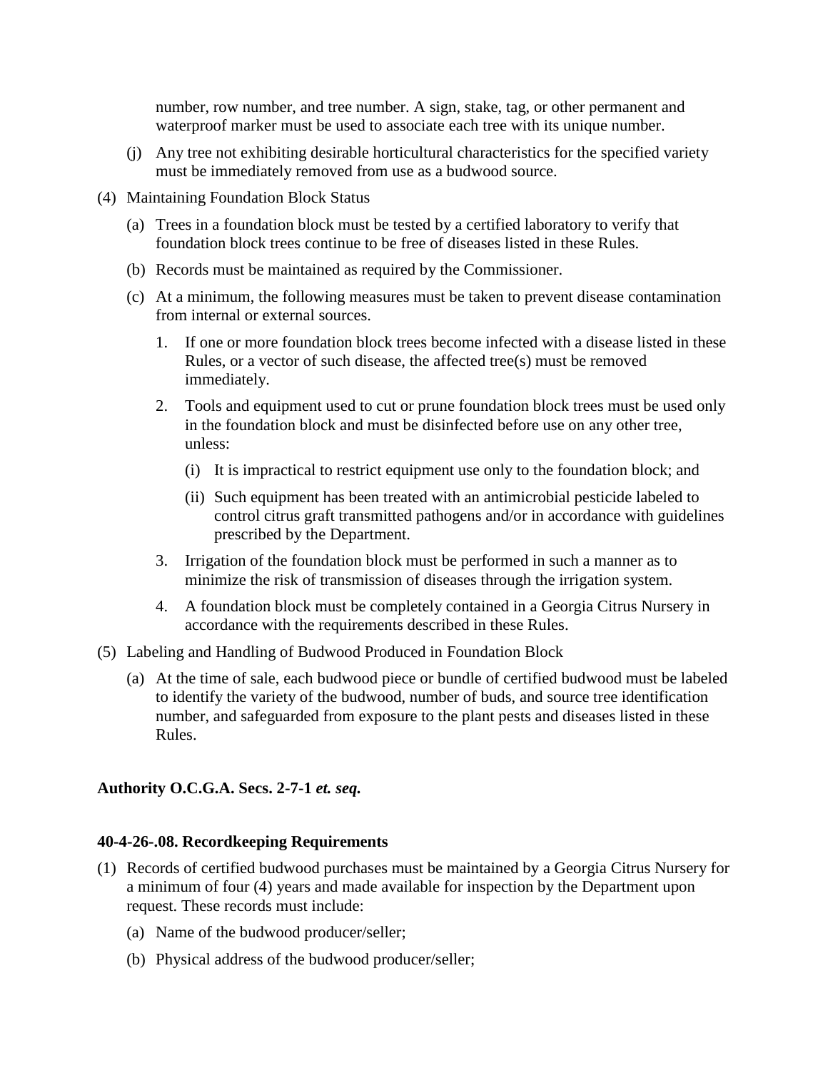number, row number, and tree number. A sign, stake, tag, or other permanent and waterproof marker must be used to associate each tree with its unique number.

(j) Any tree not exhibiting desirable horticultural characteristics for the specified variety must be immediately removed from use as a budwood source.

(4) Maintaining Foundation Block Status

(a) Trees in a foundation block must be tested by a certified laboratory to verify that foundation block trees continue to be free of diseases listed in these Rules.

(b) Records must be maintained as required by the Commissioner.

(c) At a minimum, the following measures must be taken to prevent disease contamination from internal or external sources.

1. If one or more foundation block trees become infected with a disease listed in these Rules, or a vector of such disease, the affected tree(s) must be removed immediately.

2. Tools and equipment used to cut or prune foundation block trees must be used only in the foundation block and must be disinfected before use on any other tree, unless:

(i) It is impractical to restrict equipment use only to the foundation block; and

(ii) Such equipment has been treated with an antimicrobial pesticide labeled to control citrus graft transmitted pathogens and/or in accordance with guidelines prescribed by the Department.

3. Irrigation of the foundation block must be performed in such a manner as to minimize the risk of transmission of diseases through the irrigation system.

4. A foundation block must be completely contained in a Georgia Citrus Nursery in accordance with the requirements described in these Rules.

(5) Labeling and Handling of Budwood Produced in Foundation Block

(a) At the time of sale, each budwood piece or bundle of certified budwood must be labeled to identify the variety of the budwood, number of buds, and source tree identification number, and safeguarded from exposure to the plant pests and diseases listed in these Rules.

**Authority O.C.G.A. Secs. 2-7-1 *et. seq.***

**40-4-26-.08. Recordkeeping Requirements**

(1) Records of certified budwood purchases must be maintained by a Georgia Citrus Nursery for a minimum of four (4) years and made available for inspection by the Department upon request. These records must include:

(a) Name of the budwood producer/seller;

(b) Physical address of the budwood producer/seller;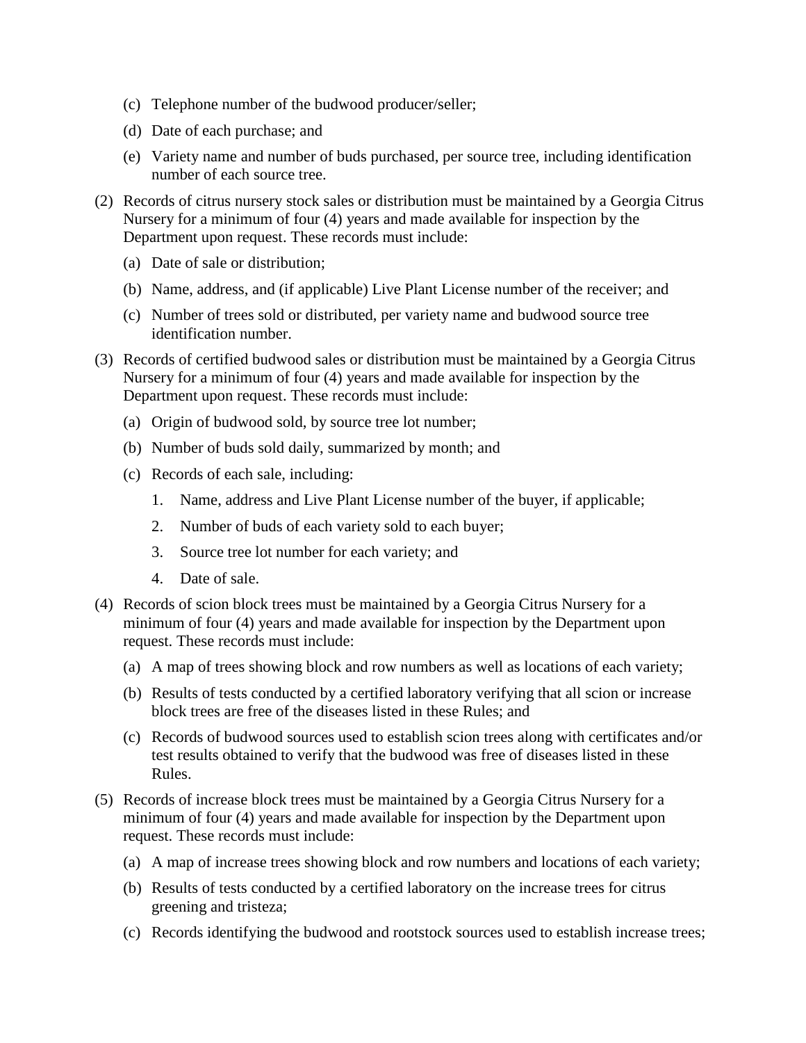(c) Telephone number of the budwood producer/seller;

(d) Date of each purchase; and

(e) Variety name and number of buds purchased, per source tree, including identification number of each source tree.

(2) Records of citrus nursery stock sales or distribution must be maintained by a Georgia Citrus Nursery for a minimum of four (4) years and made available for inspection by the Department upon request. These records must include:

(a) Date of sale or distribution;

(b) Name, address, and (if applicable) Live Plant License number of the receiver; and

(c) Number of trees sold or distributed, per variety name and budwood source tree identification number.

(3) Records of certified budwood sales or distribution must be maintained by a Georgia Citrus Nursery for a minimum of four (4) years and made available for inspection by the Department upon request. These records must include:

(a) Origin of budwood sold, by source tree lot number;

(b) Number of buds sold daily, summarized by month; and

(c) Records of each sale, including:

1. Name, address and Live Plant License number of the buyer, if applicable;
2. Number of buds of each variety sold to each buyer;
3. Source tree lot number for each variety; and
4. Date of sale.

(4) Records of scion block trees must be maintained by a Georgia Citrus Nursery for a minimum of four (4) years and made available for inspection by the Department upon request. These records must include:

(a) A map of trees showing block and row numbers as well as locations of each variety;

(b) Results of tests conducted by a certified laboratory verifying that all scion or increase block trees are free of the diseases listed in these Rules; and

(c) Records of budwood sources used to establish scion trees along with certificates and/or test results obtained to verify that the budwood was free of diseases listed in these Rules.

(5) Records of increase block trees must be maintained by a Georgia Citrus Nursery for a minimum of four (4) years and made available for inspection by the Department upon request. These records must include:

(a) A map of increase trees showing block and row numbers and locations of each variety;

(b) Results of tests conducted by a certified laboratory on the increase trees for citrus greening and tristeza;

(c) Records identifying the budwood and rootstock sources used to establish increase trees;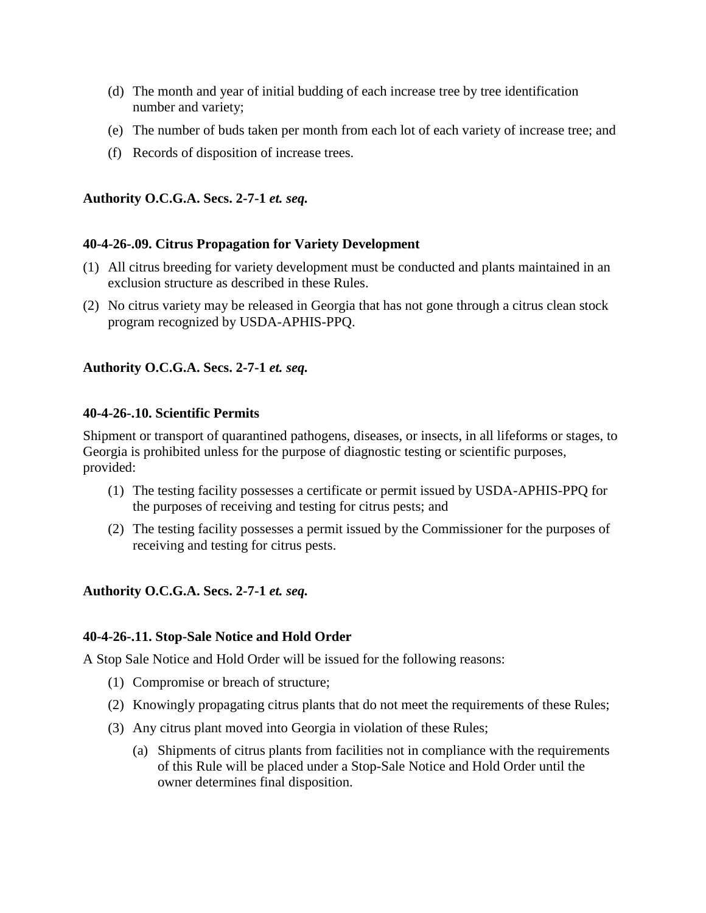(d) The month and year of initial budding of each increase tree by tree identification number and variety;

(e) The number of buds taken per month from each lot of each variety of increase tree; and

(f) Records of disposition of increase trees.

**Authority O.C.G.A. Secs. 2-7-1 *et. seq.***

**40-4-26-.09. Citrus Propagation for Variety Development**

(1) All citrus breeding for variety development must be conducted and plants maintained in an exclusion structure as described in these Rules.

(2) No citrus variety may be released in Georgia that has not gone through a citrus clean stock program recognized by USDA-APHIS-PPQ.

**Authority O.C.G.A. Secs. 2-7-1 *et. seq.***

**40-4-26-.10. Scientific Permits**

Shipment or transport of quarantined pathogens, diseases, or insects, in all lifeforms or stages, to Georgia is prohibited unless for the purpose of diagnostic testing or scientific purposes, provided:

(1) The testing facility possesses a certificate or permit issued by USDA-APHIS-PPQ for the purposes of receiving and testing for citrus pests; and

(2) The testing facility possesses a permit issued by the Commissioner for the purposes of receiving and testing for citrus pests.

**Authority O.C.G.A. Secs. 2-7-1 *et. seq.***

**40-4-26-.11. Stop-Sale Notice and Hold Order**

A Stop Sale Notice and Hold Order will be issued for the following reasons:

(1) Compromise or breach of structure;

(2) Knowingly propagating citrus plants that do not meet the requirements of these Rules;

(3) Any citrus plant moved into Georgia in violation of these Rules;

(a) Shipments of citrus plants from facilities not in compliance with the requirements of this Rule will be placed under a Stop-Sale Notice and Hold Order until the owner determines final disposition.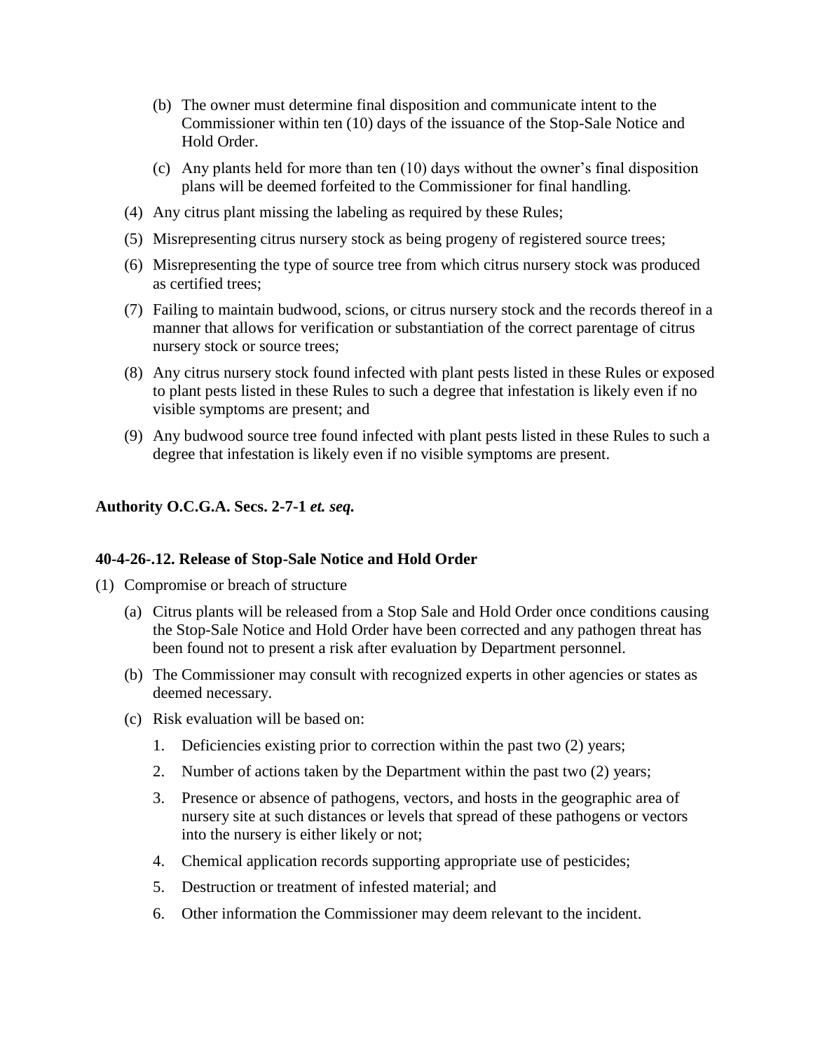(b) The owner must determine final disposition and communicate intent to the Commissioner within ten (10) days of the issuance of the Stop-Sale Notice and Hold Order.

(c) Any plants held for more than ten (10) days without the owner's final disposition plans will be deemed forfeited to the Commissioner for final handling.

(4) Any citrus plant missing the labeling as required by these Rules;

(5) Misrepresenting citrus nursery stock as being progeny of registered source trees;

(6) Misrepresenting the type of source tree from which citrus nursery stock was produced as certified trees;

(7) Failing to maintain budwood, scions, or citrus nursery stock and the records thereof in a manner that allows for verification or substantiation of the correct parentage of citrus nursery stock or source trees;

(8) Any citrus nursery stock found infected with plant pests listed in these Rules or exposed to plant pests listed in these Rules to such a degree that infestation is likely even if no visible symptoms are present; and

(9) Any budwood source tree found infected with plant pests listed in these Rules to such a degree that infestation is likely even if no visible symptoms are present.

**Authority O.C.G.A. Secs. 2-7-1 *et. seq.***

**40-4-26-.12. Release of Stop-Sale Notice and Hold Order**

(1) Compromise or breach of structure

(a) Citrus plants will be released from a Stop Sale and Hold Order once conditions causing the Stop-Sale Notice and Hold Order have been corrected and any pathogen threat has been found not to present a risk after evaluation by Department personnel.

(b) The Commissioner may consult with recognized experts in other agencies or states as deemed necessary.

(c) Risk evaluation will be based on:

1. Deficiencies existing prior to correction within the past two (2) years;
2. Number of actions taken by the Department within the past two (2) years;
3. Presence or absence of pathogens, vectors, and hosts in the geographic area of nursery site at such distances or levels that spread of these pathogens or vectors into the nursery is either likely or not;
4. Chemical application records supporting appropriate use of pesticides;
5. Destruction or treatment of infested material; and
6. Other information the Commissioner may deem relevant to the incident.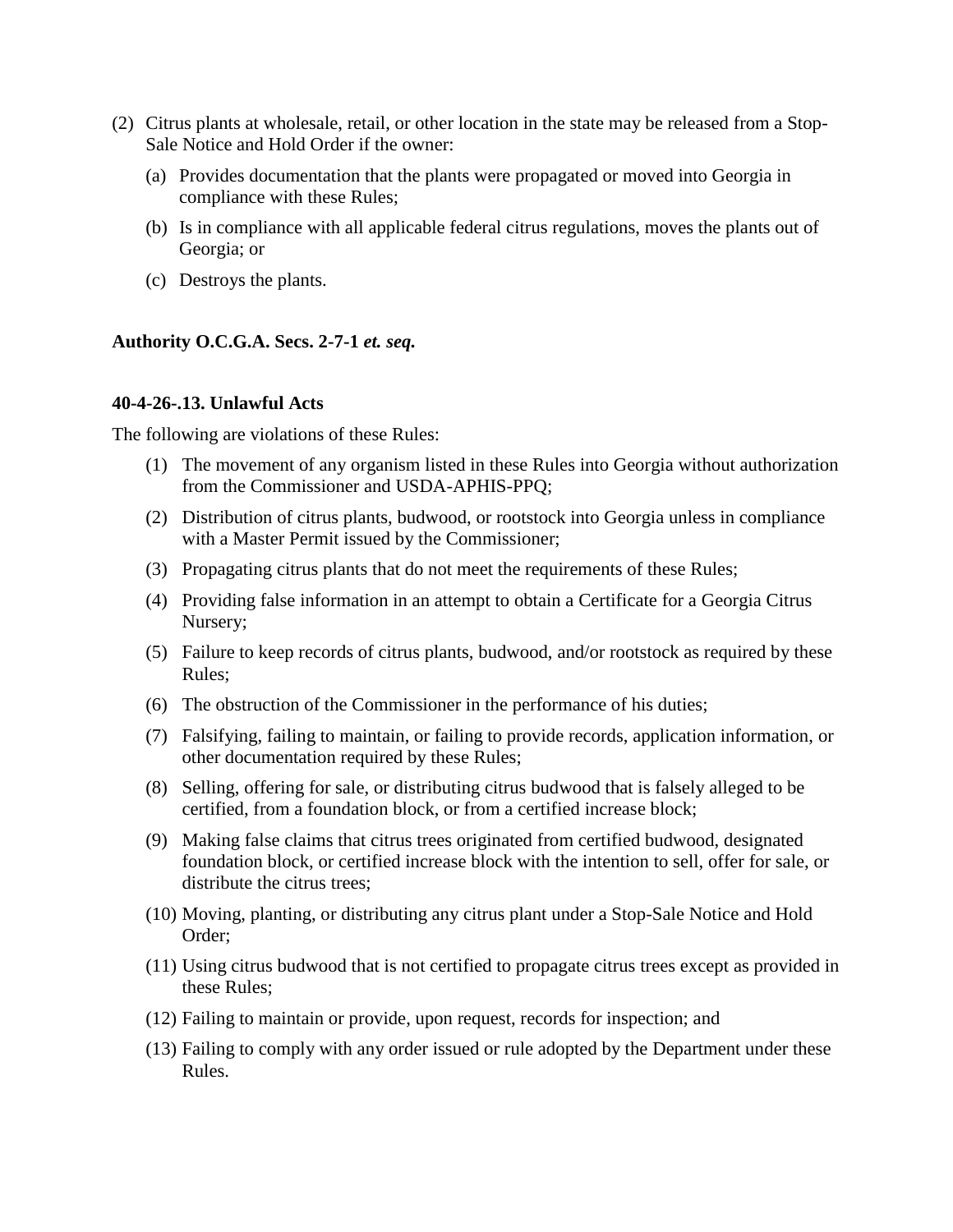(2) Citrus plants at wholesale, retail, or other location in the state may be released from a Stop-Sale Notice and Hold Order if the owner:

   (a) Provides documentation that the plants were propagated or moved into Georgia in compliance with these Rules;

   (b) Is in compliance with all applicable federal citrus regulations, moves the plants out of Georgia; or

   (c) Destroys the plants.

**Authority O.C.G.A. Secs. 2-7-1 *et. seq.***

**40-4-26-.13. Unlawful Acts**

The following are violations of these Rules:

(1) The movement of any organism listed in these Rules into Georgia without authorization from the Commissioner and USDA-APHIS-PPQ;

(2) Distribution of citrus plants, budwood, or rootstock into Georgia unless in compliance with a Master Permit issued by the Commissioner;

(3) Propagating citrus plants that do not meet the requirements of these Rules;

(4) Providing false information in an attempt to obtain a Certificate for a Georgia Citrus Nursery;

(5) Failure to keep records of citrus plants, budwood, and/or rootstock as required by these Rules;

(6) The obstruction of the Commissioner in the performance of his duties;

(7) Falsifying, failing to maintain, or failing to provide records, application information, or other documentation required by these Rules;

(8) Selling, offering for sale, or distributing citrus budwood that is falsely alleged to be certified, from a foundation block, or from a certified increase block;

(9) Making false claims that citrus trees originated from certified budwood, designated foundation block, or certified increase block with the intention to sell, offer for sale, or distribute the citrus trees;

(10) Moving, planting, or distributing any citrus plant under a Stop-Sale Notice and Hold Order;

(11) Using citrus budwood that is not certified to propagate citrus trees except as provided in these Rules;

(12) Failing to maintain or provide, upon request, records for inspection; and

(13) Failing to comply with any order issued or rule adopted by the Department under these Rules.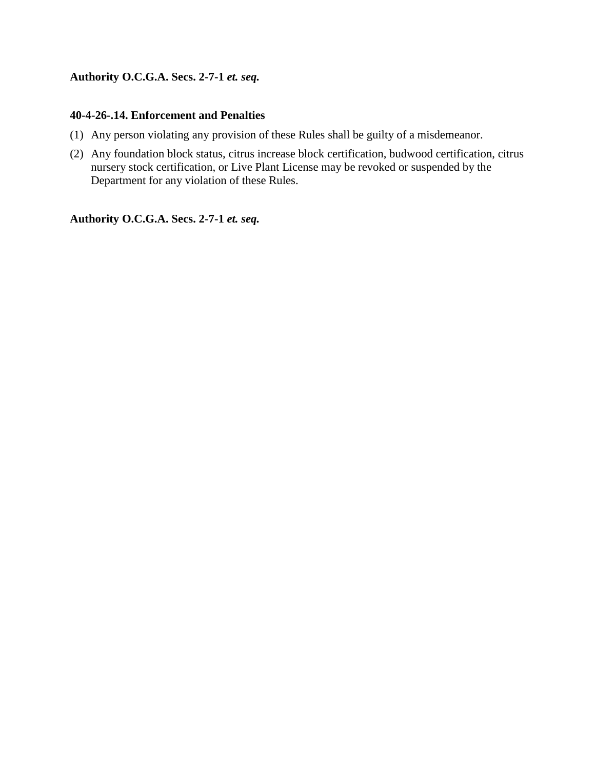**Authority O.C.G.A. Secs. 2-7-1 *et. seq.***

**40-4-26-.14. Enforcement and Penalties**

(1) Any person violating any provision of these Rules shall be guilty of a misdemeanor.

(2) Any foundation block status, citrus increase block certification, budwood certification, citrus nursery stock certification, or Live Plant License may be revoked or suspended by the Department for any violation of these Rules.

**Authority O.C.G.A. Secs. 2-7-1 *et. seq.***